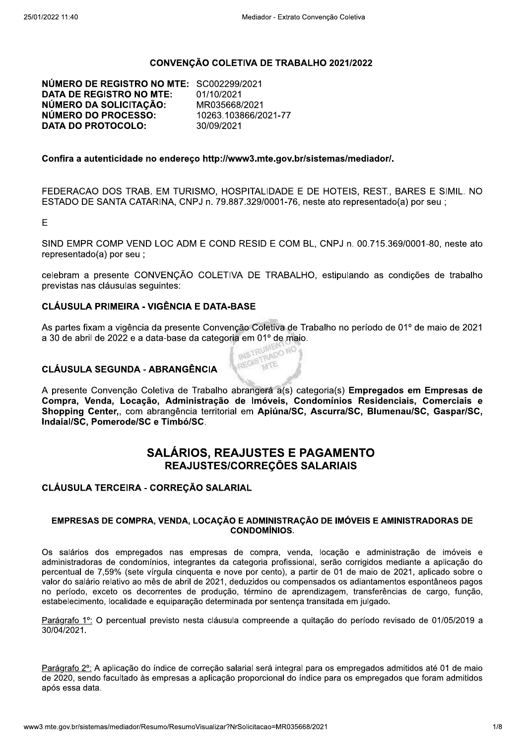## CONVENÇÃO COLETIVA DE TRABALHO 2021/2022

**NÚMERO DE REGISTRO NO MTE:** SC002299/2021
**DATA DE REGISTRO NO MTE:** 01/10/2021
**NÚMERO DA SOLICITAÇÃO:** MR035668/2021
**NÚMERO DO PROCESSO:** 10263.103866/2021-77
**DATA DO PROTOCOLO:** 30/09/2021

**Confira a autenticidade no endereço http://www3.mte.gov.br/sistemas/mediador/.**

FEDERACAO DOS TRAB. EM TURISMO, HOSPITALIDADE E DE HOTEIS, REST., BARES E SIMIL. NO ESTADO DE SANTA CATARINA, CNPJ n. 79.887.329/0001-76, neste ato representado(a) por seu ;

E

SIND EMPR COMP VEND LOC ADM E COND RESID E COM BL, CNPJ n. 00.715.369/0001-80, neste ato representado(a) por seu ;

celebram a presente CONVENÇÃO COLETIVA DE TRABALHO, estipulando as condições de trabalho previstas nas cláusulas seguintes:

### CLÁUSULA PRIMEIRA - VIGÊNCIA E DATA-BASE

As partes fixam a vigência da presente Convenção Coletiva de Trabalho no período de 01º de maio de 2021 a 30 de abril de 2022 e a data-base da categoria em 01º de maio.

### CLÁUSULA SEGUNDA - ABRANGÊNCIA

A presente Convenção Coletiva de Trabalho abrangerá a(s) categoria(s) **Empregados em Empresas de Compra, Venda, Locação, Administração de Imóveis, Condomínios Residenciais, Comerciais e Shopping Center,**, com abrangência territorial em **Apiúna/SC, Ascurra/SC, Blumenau/SC, Gaspar/SC, Indaial/SC, Pomerode/SC e Timbó/SC**.

## SALÁRIOS, REAJUSTES E PAGAMENTO

### REAJUSTES/CORREÇÕES SALARIAIS

### CLÁUSULA TERCEIRA - CORREÇÃO SALARIAL

**EMPRESAS DE COMPRA, VENDA, LOCAÇÃO E ADMINISTRAÇÃO DE IMÓVEIS E AMINISTRADORAS DE CONDOMÍNIOS.**

Os salários dos empregados nas empresas de compra, venda, locação e administração de imóveis e administradoras de condomínios, integrantes da categoria profissional, serão corrigidos mediante a aplicação do percentual de 7,59% (sete vírgula cinquenta e nove por cento), a partir de 01 de maio de 2021, aplicado sobre o valor do salário relativo ao mês de abril de 2021, deduzidos ou compensados os adiantamentos espontâneos pagos no período, exceto os decorrentes de produção, término de aprendizagem, transferências de cargo, função, estabelecimento, localidade e equiparação determinada por sentença transitada em julgado.

Parágrafo 1º: O percentual previsto nesta cláusula compreende a quitação do período revisado de 01/05/2019 a 30/04/2021.

Parágrafo 2º: A aplicação do índice de correção salarial será integral para os empregados admitidos até 01 de maio de 2020, sendo facultado às empresas a aplicação proporcional do índice para os empregados que foram admitidos após essa data.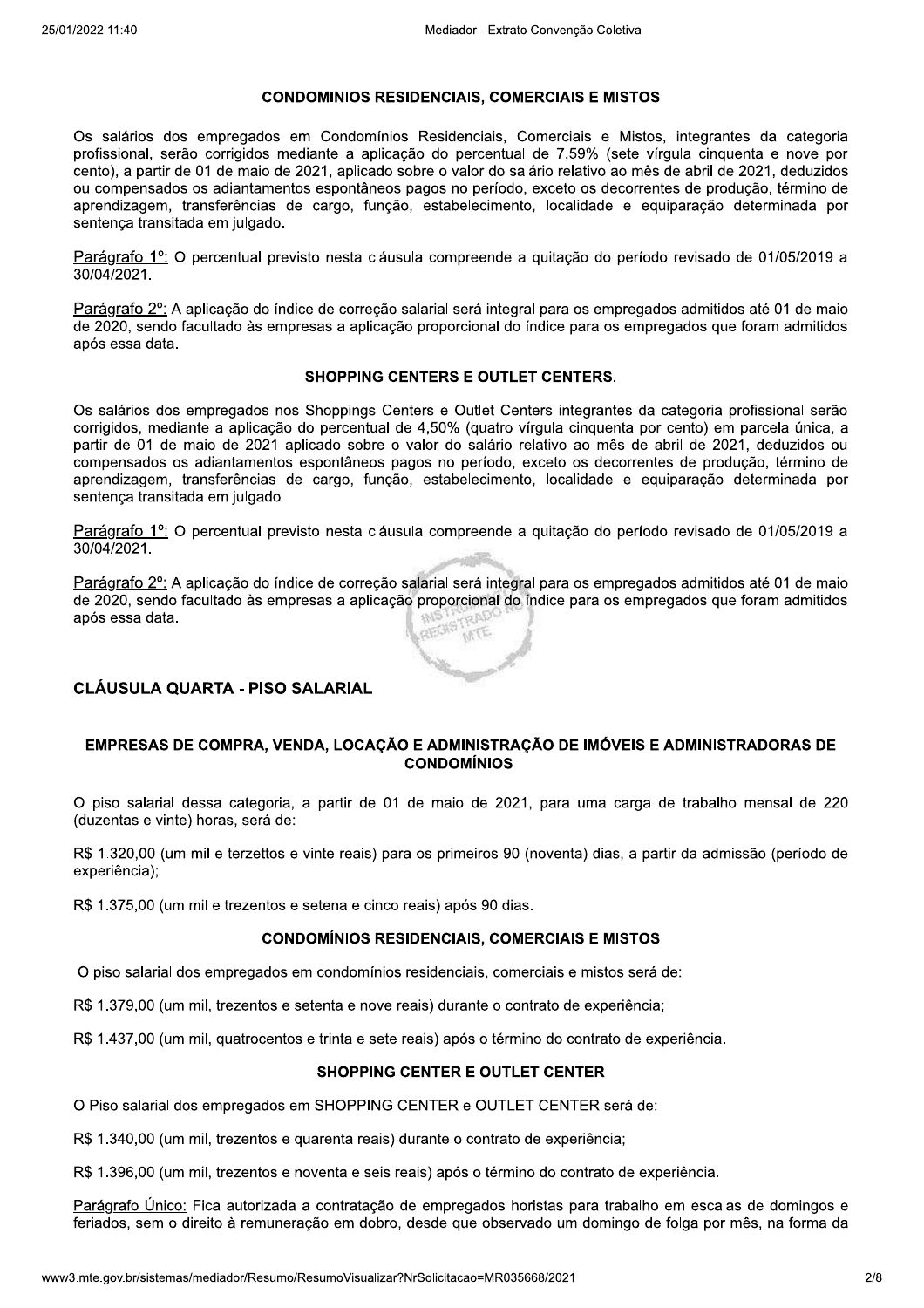**CONDOMINIOS RESIDENCIAIS, COMERCIAIS E MISTOS**

Os salários dos empregados em Condomínios Residenciais, Comerciais e Mistos, integrantes da categoria profissional, serão corrigidos mediante a aplicação do percentual de 7,59% (sete vírgula cinquenta e nove por cento), a partir de 01 de maio de 2021, aplicado sobre o valor do salário relativo ao mês de abril de 2021, deduzidos ou compensados os adiantamentos espontâneos pagos no período, exceto os decorrentes de produção, término de aprendizagem, transferências de cargo, função, estabelecimento, localidade e equiparação determinada por sentença transitada em julgado.

Parágrafo 1º: O percentual previsto nesta cláusula compreende a quitação do período revisado de 01/05/2019 a 30/04/2021.

Parágrafo 2º: A aplicação do índice de correção salarial será integral para os empregados admitidos até 01 de maio de 2020, sendo facultado às empresas a aplicação proporcional do índice para os empregados que foram admitidos após essa data.

**SHOPPING CENTERS E OUTLET CENTERS.**

Os salários dos empregados nos Shoppings Centers e Outlet Centers integrantes da categoria profissional serão corrigidos, mediante a aplicação do percentual de 4,50% (quatro vírgula cinquenta por cento) em parcela única, a partir de 01 de maio de 2021 aplicado sobre o valor do salário relativo ao mês de abril de 2021, deduzidos ou compensados os adiantamentos espontâneos pagos no período, exceto os decorrentes de produção, término de aprendizagem, transferências de cargo, função, estabelecimento, localidade e equiparação determinada por sentença transitada em julgado.

Parágrafo 1º: O percentual previsto nesta cláusula compreende a quitação do período revisado de 01/05/2019 a 30/04/2021.

Parágrafo 2º: A aplicação do índice de correção salarial será integral para os empregados admitidos até 01 de maio de 2020, sendo facultado às empresas a aplicação proporcional do índice para os empregados que foram admitidos após essa data.

## CLÁUSULA QUARTA - PISO SALARIAL

**EMPRESAS DE COMPRA, VENDA, LOCAÇÃO E ADMINISTRAÇÃO DE IMÓVEIS E ADMINISTRADORAS DE CONDOMÍNIOS**

O piso salarial dessa categoria, a partir de 01 de maio de 2021, para uma carga de trabalho mensal de 220 (duzentas e vinte) horas, será de:

R$ 1.320,00 (um mil e terzettos e vinte reais) para os primeiros 90 (noventa) dias, a partir da admissão (período de experiência);

R$ 1.375,00 (um mil e trezentos e setena e cinco reais) após 90 dias.

**CONDOMÍNIOS RESIDENCIAIS, COMERCIAIS E MISTOS**

O piso salarial dos empregados em condomínios residenciais, comerciais e mistos será de:

R$ 1.379,00 (um mil, trezentos e setenta e nove reais) durante o contrato de experiência;

R$ 1.437,00 (um mil, quatrocentos e trinta e sete reais) após o término do contrato de experiência.

**SHOPPING CENTER E OUTLET CENTER**

O Piso salarial dos empregados em SHOPPING CENTER e OUTLET CENTER será de:

R$ 1.340,00 (um mil, trezentos e quarenta reais) durante o contrato de experiência;

R$ 1.396,00 (um mil, trezentos e noventa e seis reais) após o término do contrato de experiência.

Parágrafo Único: Fica autorizada a contratação de empregados horistas para trabalho em escalas de domingos e feriados, sem o direito à remuneração em dobro, desde que observado um domingo de folga por mês, na forma da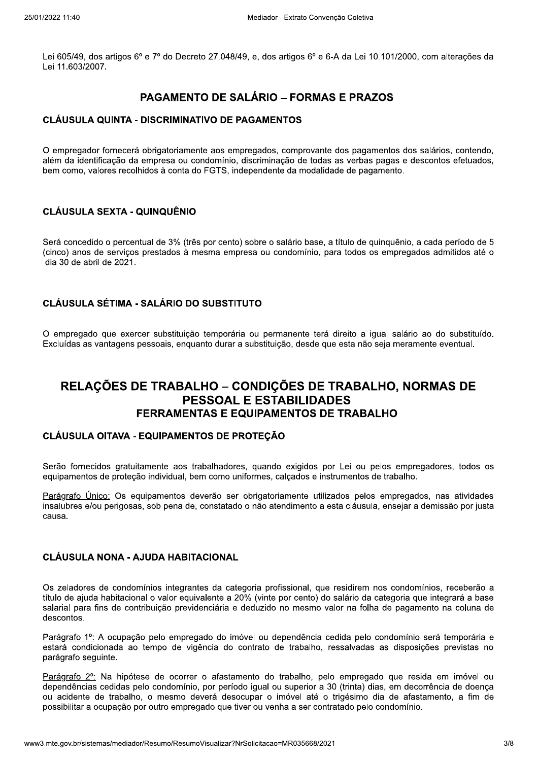Lei 605/49, dos artigos 6º e 7º do Decreto 27.048/49, e, dos artigos 6º e 6-A da Lei 10.101/2000, com alterações da Lei 11.603/2007.

## PAGAMENTO DE SALÁRIO – FORMAS E PRAZOS

### CLÁUSULA QUINTA - DISCRIMINATIVO DE PAGAMENTOS

O empregador fornecerá obrigatoriamente aos empregados, comprovante dos pagamentos dos salários, contendo, além da identificação da empresa ou condomínio, discriminação de todas as verbas pagas e descontos efetuados, bem como, valores recolhidos à conta do FGTS, independente da modalidade de pagamento.

### CLÁUSULA SEXTA - QUINQUÊNIO

Será concedido o percentual de 3% (três por cento) sobre o salário base, a título de quinquênio, a cada período de 5 (cinco) anos de serviços prestados à mesma empresa ou condomínio, para todos os empregados admitidos até o dia 30 de abril de 2021.

### CLÁUSULA SÉTIMA - SALÁRIO DO SUBSTITUTO

O empregado que exercer substituição temporária ou permanente terá direito a igual salário ao do substituído. Excluídas as vantagens pessoais, enquanto durar a substituição, desde que esta não seja meramente eventual.

# RELAÇÕES DE TRABALHO – CONDIÇÕES DE TRABALHO, NORMAS DE PESSOAL E ESTABILIDADES

## FERRAMENTAS E EQUIPAMENTOS DE TRABALHO

### CLÁUSULA OITAVA - EQUIPAMENTOS DE PROTEÇÃO

Serão fornecidos gratuitamente aos trabalhadores, quando exigidos por Lei ou pelos empregadores, todos os equipamentos de proteção individual, bem como uniformes, calçados e instrumentos de trabalho.

Parágrafo Único: Os equipamentos deverão ser obrigatoriamente utilizados pelos empregados, nas atividades insalubres e/ou perigosas, sob pena de, constatado o não atendimento a esta cláusula, ensejar a demissão por justa causa.

### CLÁUSULA NONA - AJUDA HABITACIONAL

Os zeladores de condomínios integrantes da categoria profissional, que residirem nos condomínios, receberão a título de ajuda habitacional o valor equivalente a 20% (vinte por cento) do salário da categoria que integrará a base salarial para fins de contribuição previdenciária e deduzido no mesmo valor na folha de pagamento na coluna de descontos.

Parágrafo 1º: A ocupação pelo empregado do imóvel ou dependência cedida pelo condomínio será temporária e estará condicionada ao tempo de vigência do contrato de trabalho, ressalvadas as disposições previstas no parágrafo seguinte.

Parágrafo 2º: Na hipótese de ocorrer o afastamento do trabalho, pelo empregado que resida em imóvel ou dependências cedidas pelo condomínio, por período igual ou superior a 30 (trinta) dias, em decorrência de doença ou acidente de trabalho, o mesmo deverá desocupar o imóvel até o trigésimo dia de afastamento, a fim de possibilitar a ocupação por outro empregado que tiver ou venha a ser contratado pelo condomínio.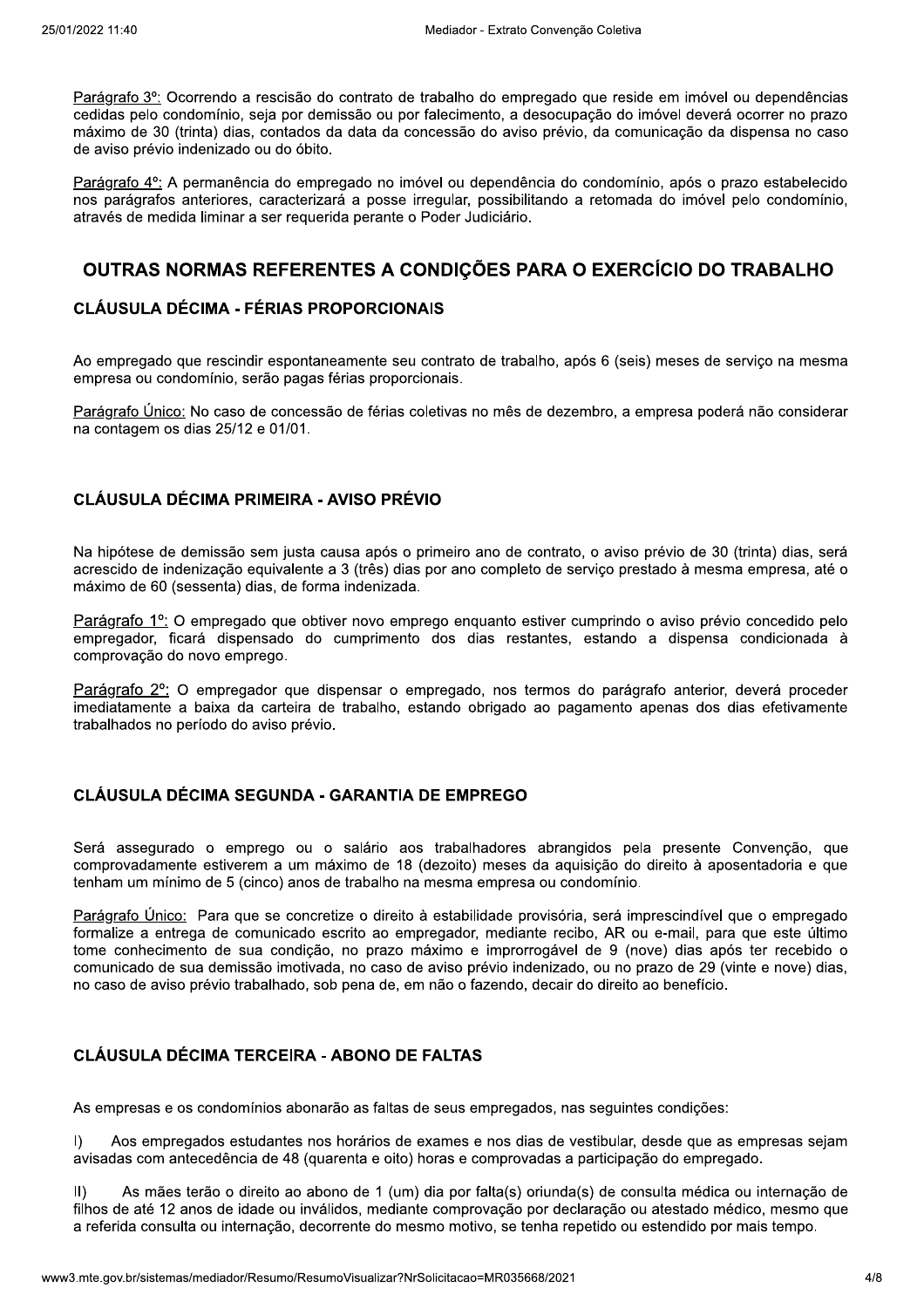<u>Parágrafo 3º:</u> Ocorrendo a rescisão do contrato de trabalho do empregado que reside em imóvel ou dependências cedidas pelo condomínio, seja por demissão ou por falecimento, a desocupação do imóvel deverá ocorrer no prazo máximo de 30 (trinta) dias, contados da data da concessão do aviso prévio, da comunicação da dispensa no caso de aviso prévio indenizado ou do óbito.

<u>Parágrafo 4º:</u> A permanência do empregado no imóvel ou dependência do condomínio, após o prazo estabelecido nos parágrafos anteriores, caracterizará a posse irregular, possibilitando a retomada do imóvel pelo condomínio, através de medida liminar a ser requerida perante o Poder Judiciário.

## OUTRAS NORMAS REFERENTES A CONDIÇÕES PARA O EXERCÍCIO DO TRABALHO

### CLÁUSULA DÉCIMA - FÉRIAS PROPORCIONAIS

Ao empregado que rescindir espontaneamente seu contrato de trabalho, após 6 (seis) meses de serviço na mesma empresa ou condomínio, serão pagas férias proporcionais.

<u>Parágrafo Único:</u> No caso de concessão de férias coletivas no mês de dezembro, a empresa poderá não considerar na contagem os dias 25/12 e 01/01.

### CLÁUSULA DÉCIMA PRIMEIRA - AVISO PRÉVIO

Na hipótese de demissão sem justa causa após o primeiro ano de contrato, o aviso prévio de 30 (trinta) dias, será acrescido de indenização equivalente a 3 (três) dias por ano completo de serviço prestado à mesma empresa, até o máximo de 60 (sessenta) dias, de forma indenizada.

<u>Parágrafo 1º:</u> O empregado que obtiver novo emprego enquanto estiver cumprindo o aviso prévio concedido pelo empregador, ficará dispensado do cumprimento dos dias restantes, estando a dispensa condicionada à comprovação do novo emprego.

<u>Parágrafo 2º:</u> O empregador que dispensar o empregado, nos termos do parágrafo anterior, deverá proceder imediatamente a baixa da carteira de trabalho, estando obrigado ao pagamento apenas dos dias efetivamente trabalhados no período do aviso prévio.

### CLÁUSULA DÉCIMA SEGUNDA - GARANTIA DE EMPREGO

Será assegurado o emprego ou o salário aos trabalhadores abrangidos pela presente Convenção, que comprovadamente estiverem a um máximo de 18 (dezoito) meses da aquisição do direito à aposentadoria e que tenham um mínimo de 5 (cinco) anos de trabalho na mesma empresa ou condomínio.

<u>Parágrafo Único:</u> Para que se concretize o direito à estabilidade provisória, será imprescindível que o empregado formalize a entrega de comunicado escrito ao empregador, mediante recibo, AR ou e-mail, para que este último tome conhecimento de sua condição, no prazo máximo e improrrogável de 9 (nove) dias após ter recebido o comunicado de sua demissão imotivada, no caso de aviso prévio indenizado, ou no prazo de 29 (vinte e nove) dias, no caso de aviso prévio trabalhado, sob pena de, em não o fazendo, decair do direito ao benefício.

### CLÁUSULA DÉCIMA TERCEIRA - ABONO DE FALTAS

As empresas e os condomínios abonarão as faltas de seus empregados, nas seguintes condições:

I) Aos empregados estudantes nos horários de exames e nos dias de vestibular, desde que as empresas sejam avisadas com antecedência de 48 (quarenta e oito) horas e comprovadas a participação do empregado.

II) As mães terão o direito ao abono de 1 (um) dia por falta(s) oriunda(s) de consulta médica ou internação de filhos de até 12 anos de idade ou inválidos, mediante comprovação por declaração ou atestado médico, mesmo que a referida consulta ou internação, decorrente do mesmo motivo, se tenha repetido ou estendido por mais tempo.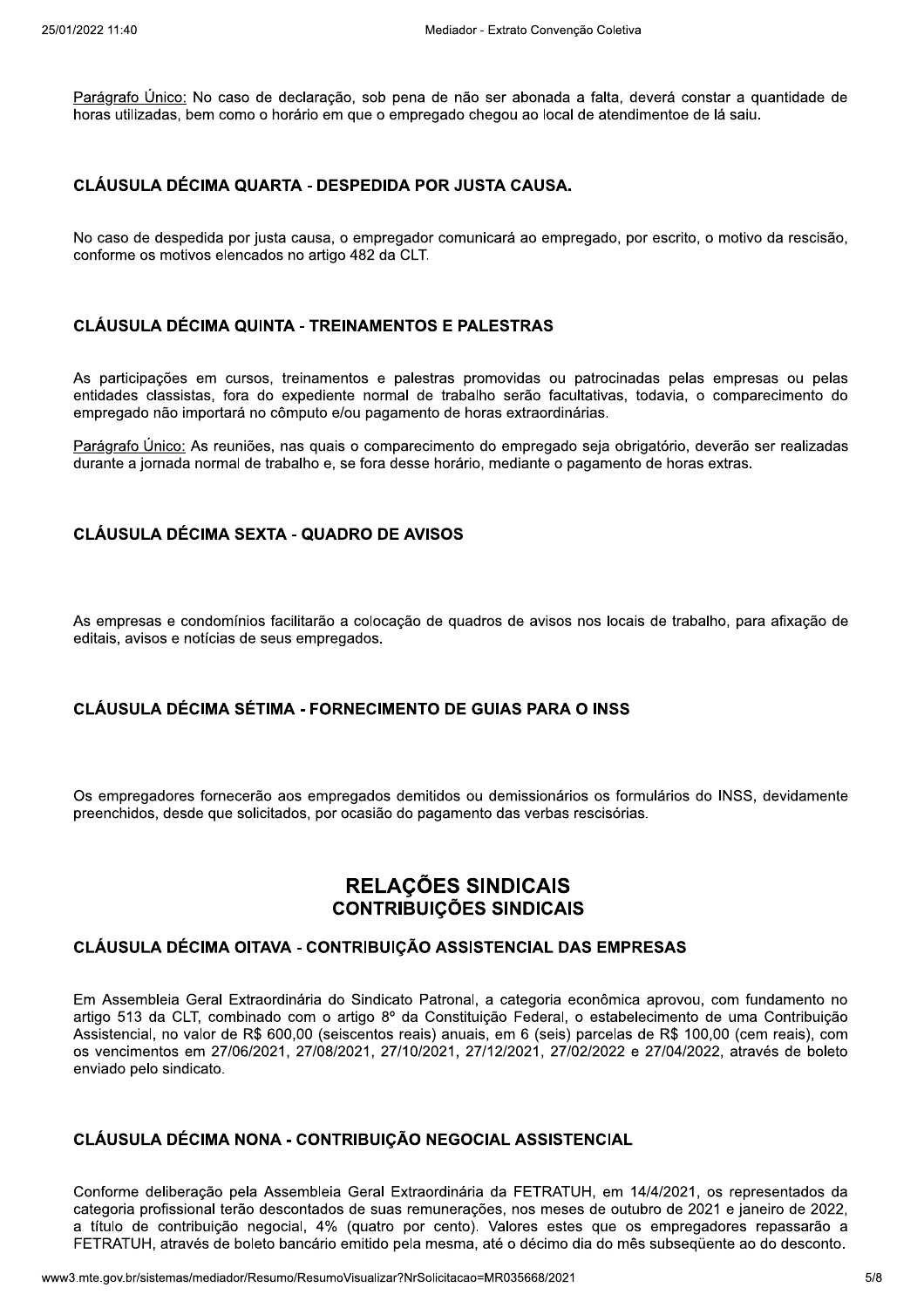Parágrafo Único: No caso de declaração, sob pena de não ser abonada a falta, deverá constar a quantidade de horas utilizadas, bem como o horário em que o empregado chegou ao local de atendimentoe de lá saiu.

### CLÁUSULA DÉCIMA QUARTA - DESPEDIDA POR JUSTA CAUSA.

No caso de despedida por justa causa, o empregador comunicará ao empregado, por escrito, o motivo da rescisão, conforme os motivos elencados no artigo 482 da CLT.

### CLÁUSULA DÉCIMA QUINTA - TREINAMENTOS E PALESTRAS

As participações em cursos, treinamentos e palestras promovidas ou patrocinadas pelas empresas ou pelas entidades classistas, fora do expediente normal de trabalho serão facultativas, todavia, o comparecimento do empregado não importará no cômputo e/ou pagamento de horas extraordinárias.

Parágrafo Único: As reuniões, nas quais o comparecimento do empregado seja obrigatório, deverão ser realizadas durante a jornada normal de trabalho e, se fora desse horário, mediante o pagamento de horas extras.

### CLÁUSULA DÉCIMA SEXTA - QUADRO DE AVISOS

As empresas e condomínios facilitarão a colocação de quadros de avisos nos locais de trabalho, para afixação de editais, avisos e notícias de seus empregados.

### CLÁUSULA DÉCIMA SÉTIMA - FORNECIMENTO DE GUIAS PARA O INSS

Os empregadores fornecerão aos empregados demitidos ou demissionários os formulários do INSS, devidamente preenchidos, desde que solicitados, por ocasião do pagamento das verbas rescisórias.

## RELAÇÕES SINDICAIS

## CONTRIBUIÇÕES SINDICAIS

### CLÁUSULA DÉCIMA OITAVA - CONTRIBUIÇÃO ASSISTENCIAL DAS EMPRESAS

Em Assembleia Geral Extraordinária do Sindicato Patronal, a categoria econômica aprovou, com fundamento no artigo 513 da CLT, combinado com o artigo 8º da Constituição Federal, o estabelecimento de uma Contribuição Assistencial, no valor de R$ 600,00 (seiscentos reais) anuais, em 6 (seis) parcelas de R$ 100,00 (cem reais), com os vencimentos em 27/06/2021, 27/08/2021, 27/10/2021, 27/12/2021, 27/02/2022 e 27/04/2022, através de boleto enviado pelo sindicato.

### CLÁUSULA DÉCIMA NONA - CONTRIBUIÇÃO NEGOCIAL ASSISTENCIAL

Conforme deliberação pela Assembleia Geral Extraordinária da FETRATUH, em 14/4/2021, os representados da categoria profissional terão descontados de suas remunerações, nos meses de outubro de 2021 e janeiro de 2022, a título de contribuição negocial, 4% (quatro por cento). Valores estes que os empregadores repassarão a FETRATUH, através de boleto bancário emitido pela mesma, até o décimo dia do mês subseqüente ao do desconto.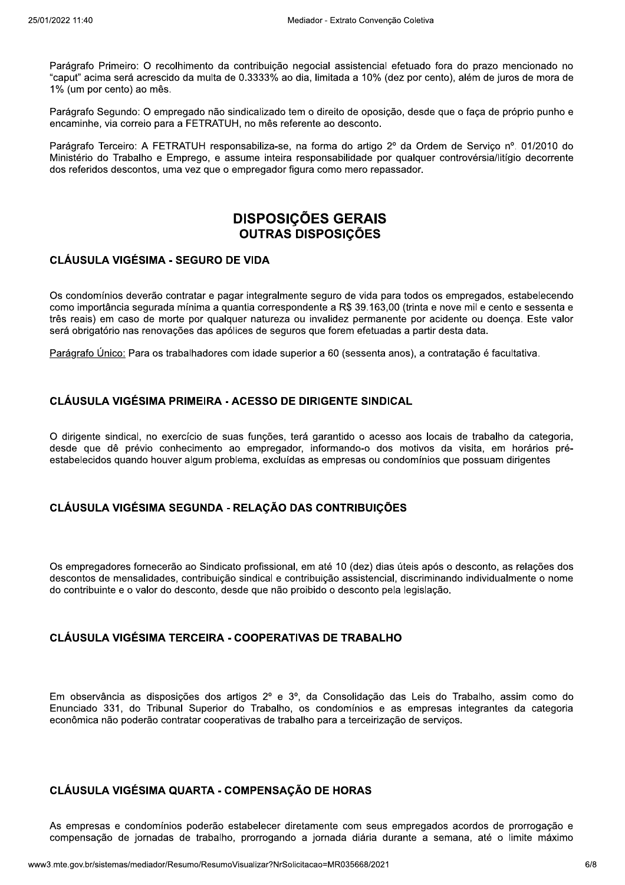Parágrafo Primeiro: O recolhimento da contribuição negocial assistencial efetuado fora do prazo mencionado no "caput" acima será acrescido da multa de 0.3333% ao dia, limitada a 10% (dez por cento), além de juros de mora de 1% (um por cento) ao mês.

Parágrafo Segundo: O empregado não sindicalizado tem o direito de oposição, desde que o faça de próprio punho e encaminhe, via correio para a FETRATUH, no mês referente ao desconto.

Parágrafo Terceiro: A FETRATUH responsabiliza-se, na forma do artigo 2º da Ordem de Serviço nº. 01/2010 do Ministério do Trabalho e Emprego, e assume inteira responsabilidade por qualquer controvérsia/litígio decorrente dos referidos descontos, uma vez que o empregador figura como mero repassador.

## DISPOSIÇÕES GERAIS

### OUTRAS DISPOSIÇÕES

#### CLÁUSULA VIGÉSIMA - SEGURO DE VIDA

Os condomínios deverão contratar e pagar integralmente seguro de vida para todos os empregados, estabelecendo como importância segurada mínima a quantia correspondente a R$ 39.163,00 (trinta e nove mil e cento e sessenta e três reais) em caso de morte por qualquer natureza ou invalidez permanente por acidente ou doença. Este valor será obrigatório nas renovações das apólices de seguros que forem efetuadas a partir desta data.

Parágrafo Único: Para os trabalhadores com idade superior a 60 (sessenta anos), a contratação é facultativa.

#### CLÁUSULA VIGÉSIMA PRIMEIRA - ACESSO DE DIRIGENTE SINDICAL

O dirigente sindical, no exercício de suas funções, terá garantido o acesso aos locais de trabalho da categoria, desde que dê prévio conhecimento ao empregador, informando-o dos motivos da visita, em horários pré-estabelecidos quando houver algum problema, excluídas as empresas ou condomínios que possuam dirigentes

#### CLÁUSULA VIGÉSIMA SEGUNDA - RELAÇÃO DAS CONTRIBUIÇÕES

Os empregadores fornecerão ao Sindicato profissional, em até 10 (dez) dias úteis após o desconto, as relações dos descontos de mensalidades, contribuição sindical e contribuição assistencial, discriminando individualmente o nome do contribuinte e o valor do desconto, desde que não proibido o desconto pela legislação.

#### CLÁUSULA VIGÉSIMA TERCEIRA - COOPERATIVAS DE TRABALHO

Em observância as disposições dos artigos 2º e 3º, da Consolidação das Leis do Trabalho, assim como do Enunciado 331, do Tribunal Superior do Trabalho, os condomínios e as empresas integrantes da categoria econômica não poderão contratar cooperativas de trabalho para a terceirização de serviços.

#### CLÁUSULA VIGÉSIMA QUARTA - COMPENSAÇÃO DE HORAS

As empresas e condomínios poderão estabelecer diretamente com seus empregados acordos de prorrogação e compensação de jornadas de trabalho, prorrogando a jornada diária durante a semana, até o limite máximo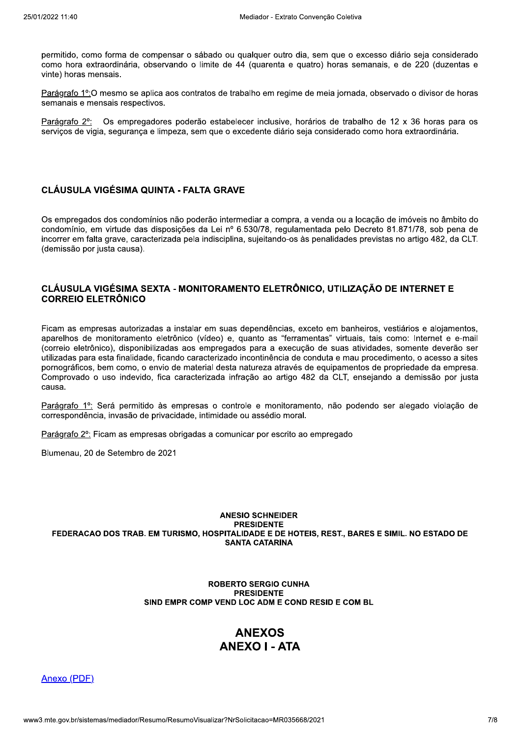permitido, como forma de compensar o sábado ou qualquer outro dia, sem que o excesso diário seja considerado como hora extraordinária, observando o limite de 44 (quarenta e quatro) horas semanais, e de 220 (duzentas e vinte) horas mensais.

Parágrafo 1º: O mesmo se aplica aos contratos de trabalho em regime de meia jornada, observado o divisor de horas semanais e mensais respectivos.

Parágrafo 2º: Os empregadores poderão estabelecer inclusive, horários de trabalho de 12 x 36 horas para os serviços de vigia, segurança e limpeza, sem que o excedente diário seja considerado como hora extraordinária.

## CLÁUSULA VIGÉSIMA QUINTA - FALTA GRAVE

Os empregados dos condomínios não poderão intermediar a compra, a venda ou a locação de imóveis no âmbito do condomínio, em virtude das disposições da Lei nº 6.530/78, regulamentada pelo Decreto 81.871/78, sob pena de incorrer em falta grave, caracterizada pela indisciplina, sujeitando-os às penalidades previstas no artigo 482, da CLT. (demissão por justa causa).

## CLÁUSULA VIGÉSIMA SEXTA - MONITORAMENTO ELETRÔNICO, UTILIZAÇÃO DE INTERNET E CORREIO ELETRÔNICO

Ficam as empresas autorizadas a instalar em suas dependências, exceto em banheiros, vestiários e alojamentos, aparelhos de monitoramento eletrônico (vídeo) e, quanto as "ferramentas" virtuais, tais como: Internet e e-mail (correio eletrônico), disponibilizadas aos empregados para a execução de suas atividades, somente deverão ser utilizadas para esta finalidade, ficando caracterizado incontinência de conduta e mau procedimento, o acesso a sites pornográficos, bem como, o envio de material desta natureza através de equipamentos de propriedade da empresa. Comprovado o uso indevido, fica caracterizada infração ao artigo 482 da CLT, ensejando a demissão por justa causa.

Parágrafo 1º: Será permitido às empresas o controle e monitoramento, não podendo ser alegado violação de correspondência, invasão de privacidade, intimidade ou assédio moral.

Parágrafo 2º: Ficam as empresas obrigadas a comunicar por escrito ao empregado

Blumenau, 20 de Setembro de 2021

**ANESIO SCHNEIDER**
**PRESIDENTE**
**FEDERACAO DOS TRAB. EM TURISMO, HOSPITALIDADE E DE HOTEIS, REST., BARES E SIMIL. NO ESTADO DE SANTA CATARINA**

**ROBERTO SERGIO CUNHA**
**PRESIDENTE**
**SIND EMPR COMP VEND LOC ADM E COND RESID E COM BL**

# ANEXOS
# ANEXO I - ATA

Anexo (PDF)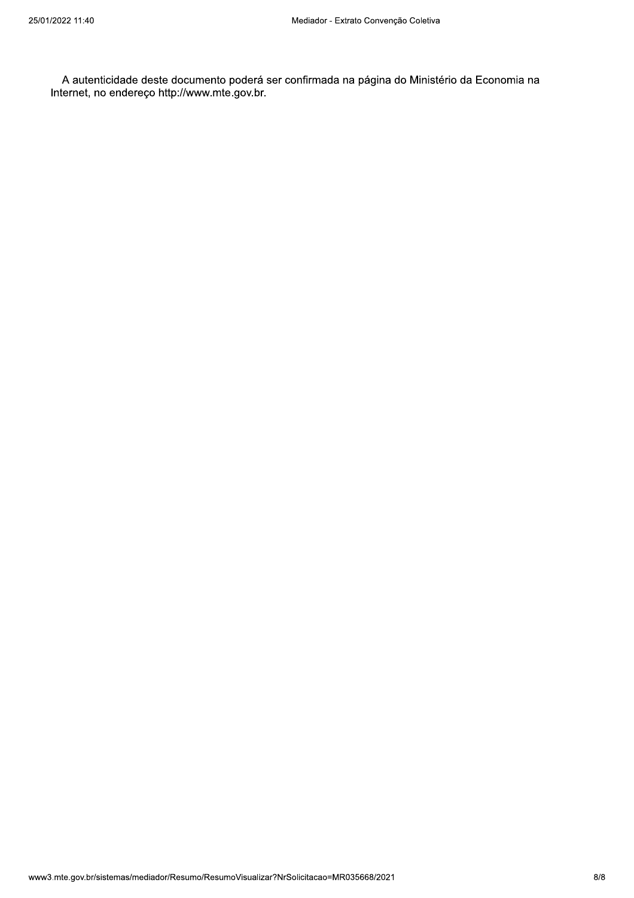A autenticidade deste documento poderá ser confirmada na página do Ministério da Economia na Internet, no endereço http://www.mte.gov.br.